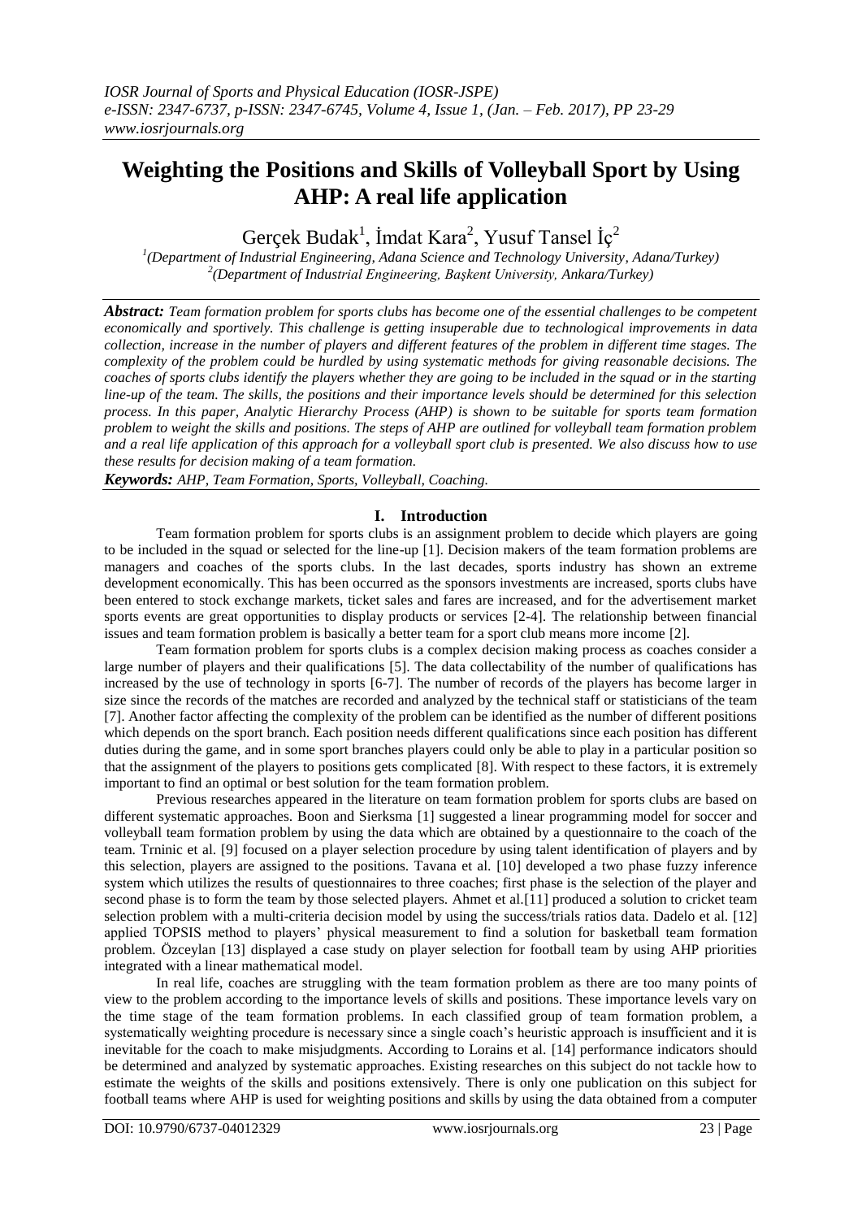# Weighting the Positions and Skills of Volleyball Sport by Using AHP: A real life application

Gerçek Budak[1], İmdat Kara[2], Yusuf Tansel İç[2]

[1](Department of Industrial Engineering, Adana Science and Technology University, Adana/Turkey)
[2](Department of Industrial Engineering, Başkent University, Ankara/Turkey)

***Abstract:*** *Team formation problem for sports clubs has become one of the essential challenges to be competent economically and sportively. This challenge is getting insuperable due to technological improvements in data collection, increase in the number of players and different features of the problem in different time stages. The complexity of the problem could be hurdled by using systematic methods for giving reasonable decisions. The coaches of sports clubs identify the players whether they are going to be included in the squad or in the starting line-up of the team. The skills, the positions and their importance levels should be determined for this selection process. In this paper, Analytic Hierarchy Process (AHP) is shown to be suitable for sports team formation problem to weight the skills and positions. The steps of AHP are outlined for volleyball team formation problem and a real life application of this approach for a volleyball sport club is presented. We also discuss how to use these results for decision making of a team formation.*

***Keywords:*** *AHP, Team Formation, Sports, Volleyball, Coaching.*

## I. Introduction

Team formation problem for sports clubs is an assignment problem to decide which players are going to be included in the squad or selected for the line-up [1]. Decision makers of the team formation problems are managers and coaches of the sports clubs. In the last decades, sports industry has shown an extreme development economically. This has been occurred as the sponsors investments are increased, sports clubs have been entered to stock exchange markets, ticket sales and fares are increased, and for the advertisement market sports events are great opportunities to display products or services [2-4]. The relationship between financial issues and team formation problem is basically a better team for a sport club means more income [2].

Team formation problem for sports clubs is a complex decision making process as coaches consider a large number of players and their qualifications [5]. The data collectability of the number of qualifications has increased by the use of technology in sports [6-7]. The number of records of the players has become larger in size since the records of the matches are recorded and analyzed by the technical staff or statisticians of the team [7]. Another factor affecting the complexity of the problem can be identified as the number of different positions which depends on the sport branch. Each position needs different qualifications since each position has different duties during the game, and in some sport branches players could only be able to play in a particular position so that the assignment of the players to positions gets complicated [8]. With respect to these factors, it is extremely important to find an optimal or best solution for the team formation problem.

Previous researches appeared in the literature on team formation problem for sports clubs are based on different systematic approaches. Boon and Sierksma [1] suggested a linear programming model for soccer and volleyball team formation problem by using the data which are obtained by a questionnaire to the coach of the team. Trninic et al. [9] focused on a player selection procedure by using talent identification of players and by this selection, players are assigned to the positions. Tavana et al. [10] developed a two phase fuzzy inference system which utilizes the results of questionnaires to three coaches; first phase is the selection of the player and second phase is to form the team by those selected players. Ahmet et al.[11] produced a solution to cricket team selection problem with a multi-criteria decision model by using the success/trials ratios data. Dadelo et al. [12] applied TOPSIS method to players' physical measurement to find a solution for basketball team formation problem. Özceylan [13] displayed a case study on player selection for football team by using AHP priorities integrated with a linear mathematical model.

In real life, coaches are struggling with the team formation problem as there are too many points of view to the problem according to the importance levels of skills and positions. These importance levels vary on the time stage of the team formation problems. In each classified group of team formation problem, a systematically weighting procedure is necessary since a single coach's heuristic approach is insufficient and it is inevitable for the coach to make misjudgments. According to Lorains et al. [14] performance indicators should be determined and analyzed by systematic approaches. Existing researches on this subject do not tackle how to estimate the weights of the skills and positions extensively. There is only one publication on this subject for football teams where AHP is used for weighting positions and skills by using the data obtained from a computer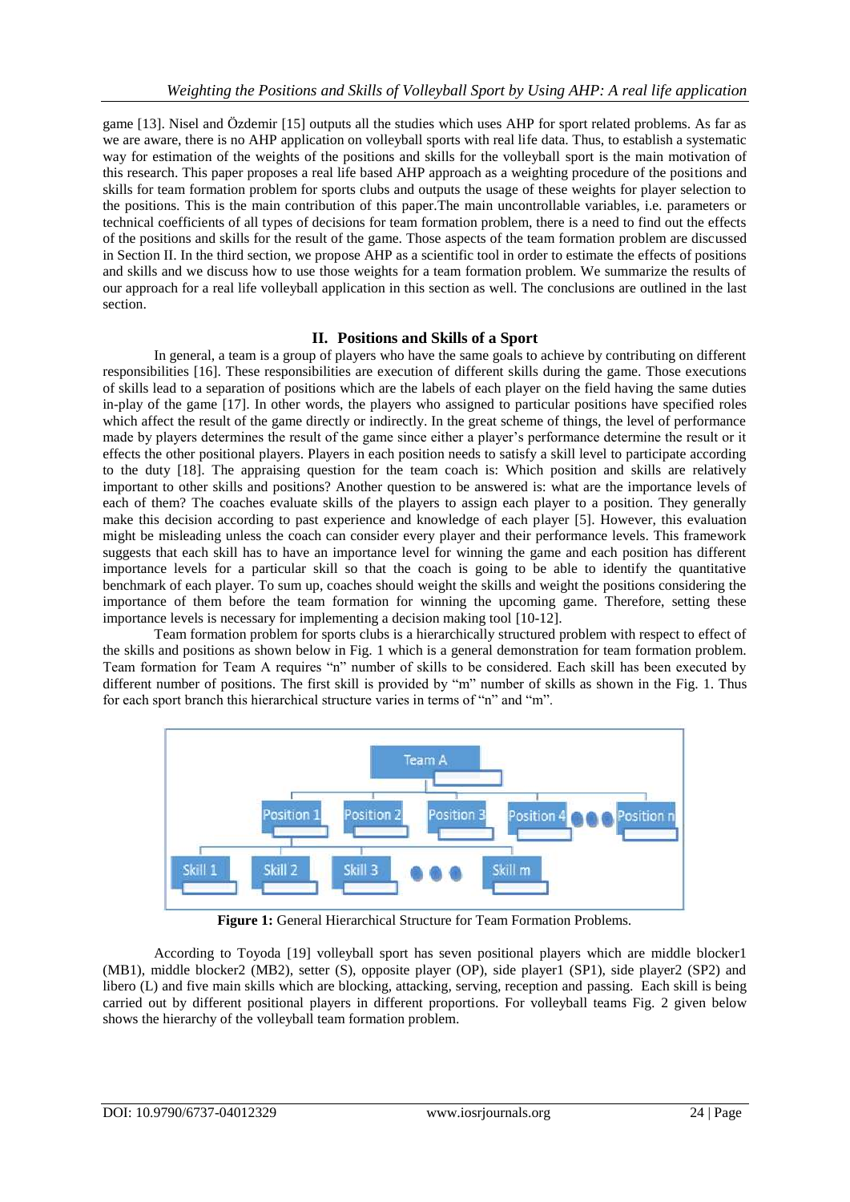game [13]. Nisel and Özdemir [15] outputs all the studies which uses AHP for sport related problems. As far as we are aware, there is no AHP application on volleyball sports with real life data. Thus, to establish a systematic way for estimation of the weights of the positions and skills for the volleyball sport is the main motivation of this research. This paper proposes a real life based AHP approach as a weighting procedure of the positions and skills for team formation problem for sports clubs and outputs the usage of these weights for player selection to the positions. This is the main contribution of this paper.The main uncontrollable variables, i.e. parameters or technical coefficients of all types of decisions for team formation problem, there is a need to find out the effects of the positions and skills for the result of the game. Those aspects of the team formation problem are discussed in Section II. In the third section, we propose AHP as a scientific tool in order to estimate the effects of positions and skills and we discuss how to use those weights for a team formation problem. We summarize the results of our approach for a real life volleyball application in this section as well. The conclusions are outlined in the last section.

## II. Positions and Skills of a Sport

In general, a team is a group of players who have the same goals to achieve by contributing on different responsibilities [16]. These responsibilities are execution of different skills during the game. Those executions of skills lead to a separation of positions which are the labels of each player on the field having the same duties in-play of the game [17]. In other words, the players who assigned to particular positions have specified roles which affect the result of the game directly or indirectly. In the great scheme of things, the level of performance made by players determines the result of the game since either a player's performance determine the result or it effects the other positional players. Players in each position needs to satisfy a skill level to participate according to the duty [18]. The appraising question for the team coach is: Which position and skills are relatively important to other skills and positions? Another question to be answered is: what are the importance levels of each of them? The coaches evaluate skills of the players to assign each player to a position. They generally make this decision according to past experience and knowledge of each player [5]. However, this evaluation might be misleading unless the coach can consider every player and their performance levels. This framework suggests that each skill has to have an importance level for winning the game and each position has different importance levels for a particular skill so that the coach is going to be able to identify the quantitative benchmark of each player. To sum up, coaches should weight the skills and weight the positions considering the importance of them before the team formation for winning the upcoming game. Therefore, setting these importance levels is necessary for implementing a decision making tool [10-12].

Team formation problem for sports clubs is a hierarchically structured problem with respect to effect of the skills and positions as shown below in Fig. 1 which is a general demonstration for team formation problem. Team formation for Team A requires "n" number of skills to be considered. Each skill has been executed by different number of positions. The first skill is provided by "m" number of skills as shown in the Fig. 1. Thus for each sport branch this hierarchical structure varies in terms of "n" and "m".

Team A

Position 1

Position 2

Position 3

Position 4

Position n

Skill 1

Skill 2

Skill 3

Skill m

**Figure 1:** General Hierarchical Structure for Team Formation Problems.

According to Toyoda [19] volleyball sport has seven positional players which are middle blocker1 (MB1), middle blocker2 (MB2), setter (S), opposite player (OP), side player1 (SP1), side player2 (SP2) and libero (L) and five main skills which are blocking, attacking, serving, reception and passing. Each skill is being carried out by different positional players in different proportions. For volleyball teams Fig. 2 given below shows the hierarchy of the volleyball team formation problem.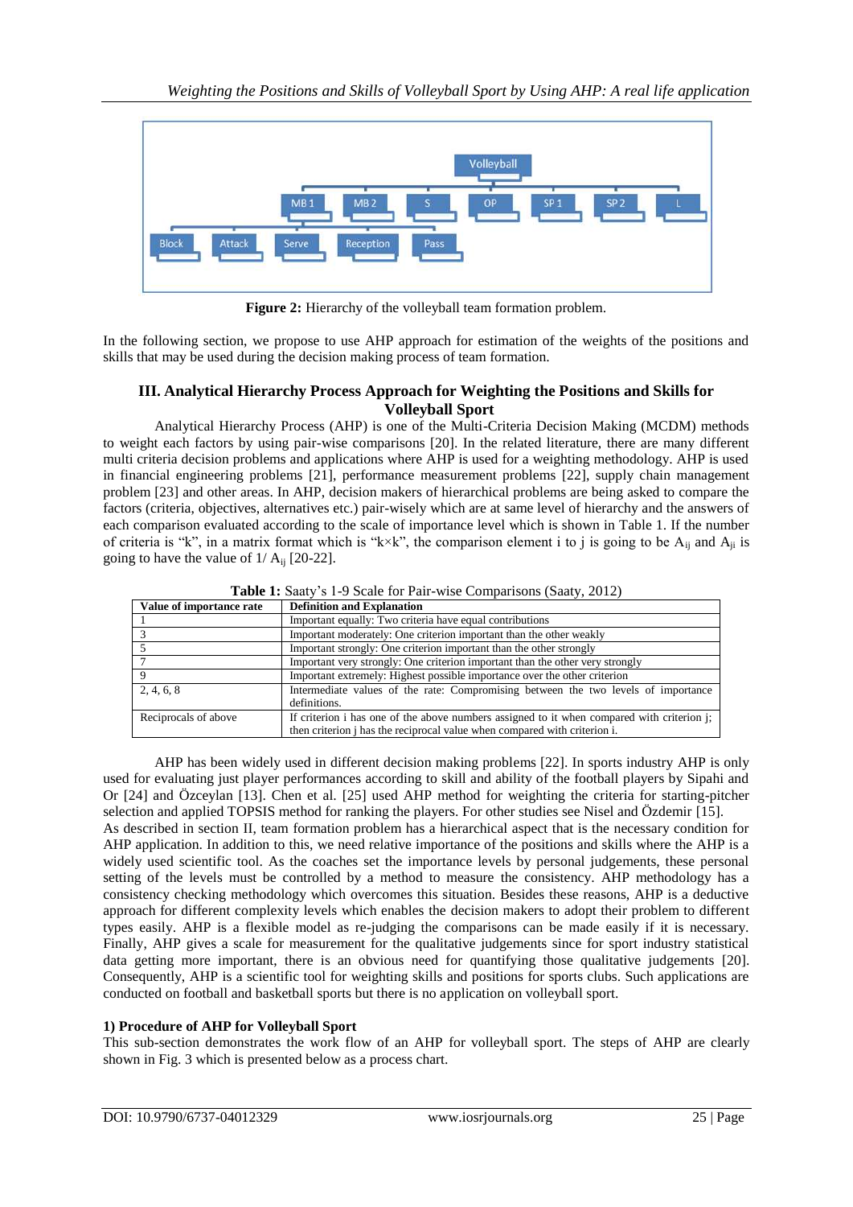Volleyball

MB 1
MB 2
S
OP
SP 1
SP 2
L

Block
Attack
Serve
Reception
Pass

**Figure 2:** Hierarchy of the volleyball team formation problem.

In the following section, we propose to use AHP approach for estimation of the weights of the positions and skills that may be used during the decision making process of team formation.

## III. Analytical Hierarchy Process Approach for Weighting the Positions and Skills for Volleyball Sport

Analytical Hierarchy Process (AHP) is one of the Multi-Criteria Decision Making (MCDM) methods to weight each factors by using pair-wise comparisons [20]. In the related literature, there are many different multi criteria decision problems and applications where AHP is used for a weighting methodology. AHP is used in financial engineering problems [21], performance measurement problems [22], supply chain management problem [23] and other areas. In AHP, decision makers of hierarchical problems are being asked to compare the factors (criteria, objectives, alternatives etc.) pair-wisely which are at same level of hierarchy and the answers of each comparison evaluated according to the scale of importance level which is shown in Table 1. If the number of criteria is "k", in a matrix format which is "k×k", the comparison element i to j is going to be $A_{ij}$ and $A_{ji}$ is going to have the value of $1/A_{ij}$ [20-22].

**Table 1:** Saaty's 1-9 Scale for Pair-wise Comparisons (Saaty, 2012)

| Value of importance rate | Definition and Explanation |
|---|---|
| 1 | Important equally: Two criteria have equal contributions |
| 3 | Important moderately: One criterion important than the other weakly |
| 5 | Important strongly: One criterion important than the other strongly |
| 7 | Important very strongly: One criterion important than the other very strongly |
| 9 | Important extremely: Highest possible importance over the other criterion |
| 2, 4, 6, 8 | Intermediate values of the rate: Compromising between the two levels of importance definitions. |
| Reciprocals of above | If criterion i has one of the above numbers assigned to it when compared with criterion j; then criterion j has the reciprocal value when compared with criterion i. |

AHP has been widely used in different decision making problems [22]. In sports industry AHP is only used for evaluating just player performances according to skill and ability of the football players by Sipahi and Or [24] and Özceylan [13]. Chen et al. [25] used AHP method for weighting the criteria for starting-pitcher selection and applied TOPSIS method for ranking the players. For other studies see Nisel and Özdemir [15].

As described in section II, team formation problem has a hierarchical aspect that is the necessary condition for AHP application. In addition to this, we need relative importance of the positions and skills where the AHP is a widely used scientific tool. As the coaches set the importance levels by personal judgements, these personal setting of the levels must be controlled by a method to measure the consistency. AHP methodology has a consistency checking methodology which overcomes this situation. Besides these reasons, AHP is a deductive approach for different complexity levels which enables the decision makers to adopt their problem to different types easily. AHP is a flexible model as re-judging the comparisons can be made easily if it is necessary. Finally, AHP gives a scale for measurement for the qualitative judgements since for sport industry statistical data getting more important, there is an obvious need for quantifying those qualitative judgements [20]. Consequently, AHP is a scientific tool for weighting skills and positions for sports clubs. Such applications are conducted on football and basketball sports but there is no application on volleyball sport.

### 1) Procedure of AHP for Volleyball Sport

This sub-section demonstrates the work flow of an AHP for volleyball sport. The steps of AHP are clearly shown in Fig. 3 which is presented below as a process chart.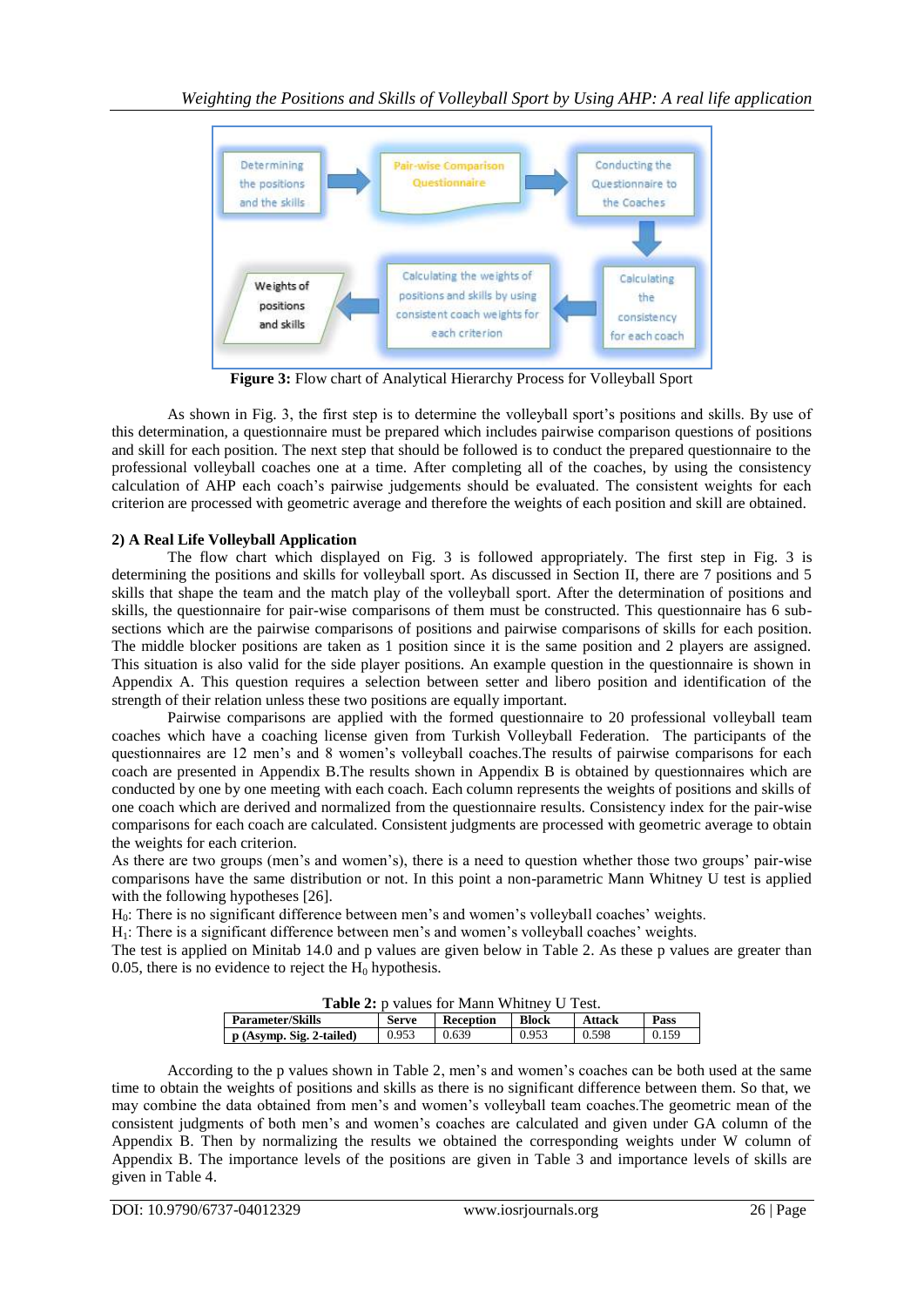Determining the positions and the skills

Pair-wise Comparison Questionnaire

Conducting the Questionnaire to the Coaches

Calculating the consistency for each coach

Calculating the weights of positions and skills by using consistent coach weights for each criterion

Weights of positions and skills

**Figure 3:** Flow chart of Analytical Hierarchy Process for Volleyball Sport

As shown in Fig. 3, the first step is to determine the volleyball sport's positions and skills. By use of this determination, a questionnaire must be prepared which includes pairwise comparison questions of positions and skill for each position. The next step that should be followed is to conduct the prepared questionnaire to the professional volleyball coaches one at a time. After completing all of the coaches, by using the consistency calculation of AHP each coach's pairwise judgements should be evaluated. The consistent weights for each criterion are processed with geometric average and therefore the weights of each position and skill are obtained.

**2) A Real Life Volleyball Application**

The flow chart which displayed on Fig. 3 is followed appropriately. The first step in Fig. 3 is determining the positions and skills for volleyball sport. As discussed in Section II, there are 7 positions and 5 skills that shape the team and the match play of the volleyball sport. After the determination of positions and skills, the questionnaire for pair-wise comparisons of them must be constructed. This questionnaire has 6 sub-sections which are the pairwise comparisons of positions and pairwise comparisons of skills for each position. The middle blocker positions are taken as 1 position since it is the same position and 2 players are assigned. This situation is also valid for the side player positions. An example question in the questionnaire is shown in Appendix A. This question requires a selection between setter and libero position and identification of the strength of their relation unless these two positions are equally important.

Pairwise comparisons are applied with the formed questionnaire to 20 professional volleyball team coaches which have a coaching license given from Turkish Volleyball Federation. The participants of the questionnaires are 12 men's and 8 women's volleyball coaches.The results of pairwise comparisons for each coach are presented in Appendix B.The results shown in Appendix B is obtained by questionnaires which are conducted by one by one meeting with each coach. Each column represents the weights of positions and skills of one coach which are derived and normalized from the questionnaire results. Consistency index for the pair-wise comparisons for each coach are calculated. Consistent judgments are processed with geometric average to obtain the weights for each criterion.

As there are two groups (men's and women's), there is a need to question whether those two groups' pair-wise comparisons have the same distribution or not. In this point a non-parametric Mann Whitney U test is applied with the following hypotheses [26].

$H_0$: There is no significant difference between men's and women's volleyball coaches' weights.

$H_1$: There is a significant difference between men's and women's volleyball coaches' weights.

The test is applied on Minitab 14.0 and p values are given below in Table 2. As these p values are greater than 0.05, there is no evidence to reject the $H_0$ hypothesis.

**Table 2:** p values for Mann Whitney U Test.

| Parameter/Skills | Serve | Reception | Block | Attack | Pass |
|---|---|---|---|---|---|
| p (Asymp. Sig. 2-tailed) | 0.953 | 0.639 | 0.953 | 0.598 | 0.159 |

According to the p values shown in Table 2, men's and women's coaches can be both used at the same time to obtain the weights of positions and skills as there is no significant difference between them. So that, we may combine the data obtained from men's and women's volleyball team coaches.The geometric mean of the consistent judgments of both men's and women's coaches are calculated and given under GA column of the Appendix B. Then by normalizing the results we obtained the corresponding weights under W column of Appendix B. The importance levels of the positions are given in Table 3 and importance levels of skills are given in Table 4.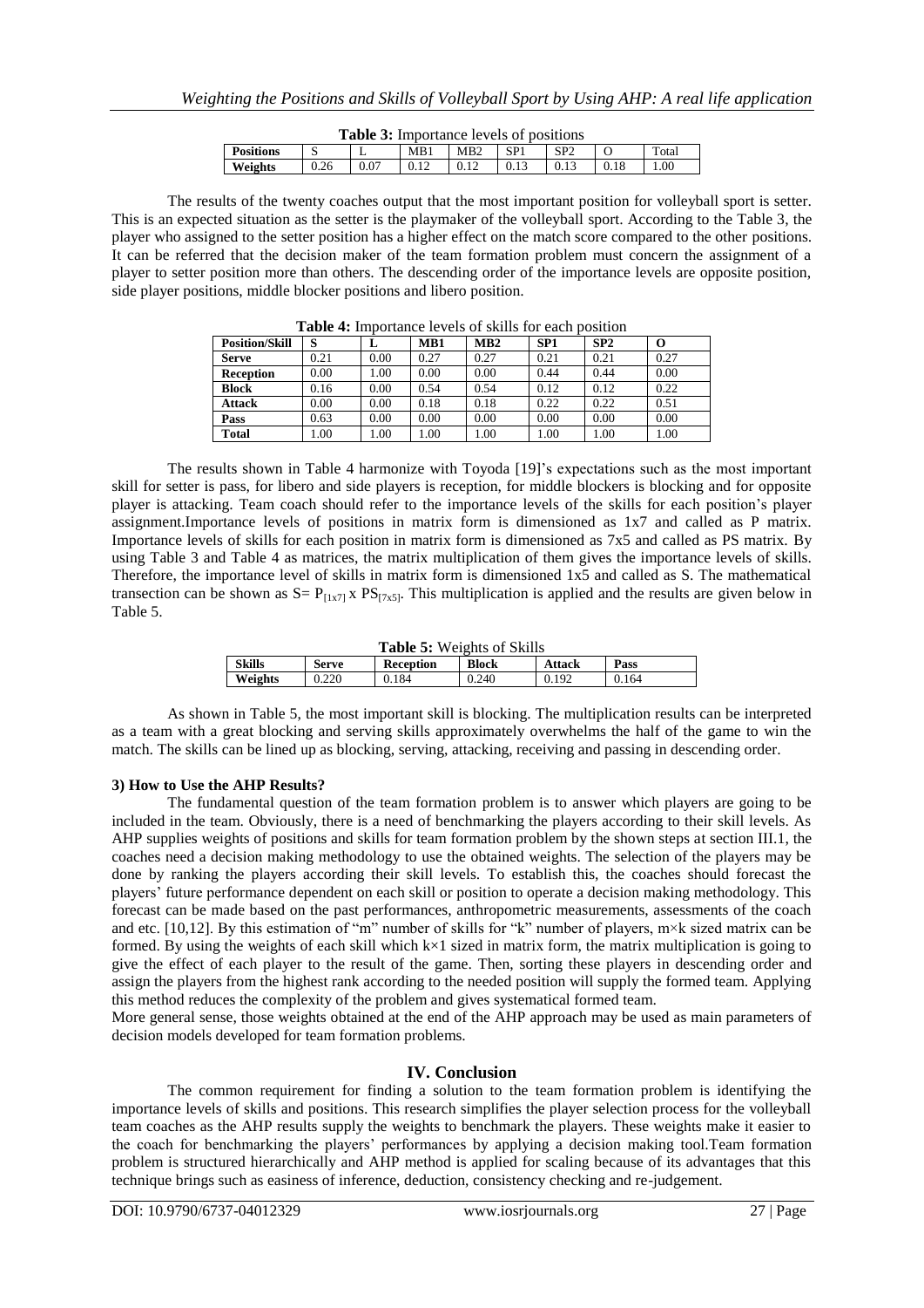**Table 3:** Importance levels of positions

| Positions | S | L | MB1 | MB2 | SP1 | SP2 | O | Total |
|---|---|---|---|---|---|---|---|---|
| Weights | 0.26 | 0.07 | 0.12 | 0.12 | 0.13 | 0.13 | 0.18 | 1.00 |

The results of the twenty coaches output that the most important position for volleyball sport is setter. This is an expected situation as the setter is the playmaker of the volleyball sport. According to the Table 3, the player who assigned to the setter position has a higher effect on the match score compared to the other positions. It can be referred that the decision maker of the team formation problem must concern the assignment of a player to setter position more than others. The descending order of the importance levels are opposite position, side player positions, middle blocker positions and libero position.

**Table 4:** Importance levels of skills for each position

| Position/Skill | S | L | MB1 | MB2 | SP1 | SP2 | O |
|---|---|---|---|---|---|---|---|
| Serve | 0.21 | 0.00 | 0.27 | 0.27 | 0.21 | 0.21 | 0.27 |
| Reception | 0.00 | 1.00 | 0.00 | 0.00 | 0.44 | 0.44 | 0.00 |
| Block | 0.16 | 0.00 | 0.54 | 0.54 | 0.12 | 0.12 | 0.22 |
| Attack | 0.00 | 0.00 | 0.18 | 0.18 | 0.22 | 0.22 | 0.51 |
| Pass | 0.63 | 0.00 | 0.00 | 0.00 | 0.00 | 0.00 | 0.00 |
| Total | 1.00 | 1.00 | 1.00 | 1.00 | 1.00 | 1.00 | 1.00 |

The results shown in Table 4 harmonize with Toyoda [19]'s expectations such as the most important skill for setter is pass, for libero and side players is reception, for middle blockers is blocking and for opposite player is attacking. Team coach should refer to the importance levels of the skills for each position's player assignment.Importance levels of positions in matrix form is dimensioned as 1x7 and called as P matrix. Importance levels of skills for each position in matrix form is dimensioned as 7x5 and called as PS matrix. By using Table 3 and Table 4 as matrices, the matrix multiplication of them gives the importance levels of skills. Therefore, the importance level of skills in matrix form is dimensioned 1x5 and called as S. The mathematical transection can be shown as $S= P_{[1x7]} \times PS_{[7x5]}$. This multiplication is applied and the results are given below in Table 5.

**Table 5:** Weights of Skills

| Skills | Serve | Reception | Block | Attack | Pass |
|---|---|---|---|---|---|
| Weights | 0.220 | 0.184 | 0.240 | 0.192 | 0.164 |

As shown in Table 5, the most important skill is blocking. The multiplication results can be interpreted as a team with a great blocking and serving skills approximately overwhelms the half of the game to win the match. The skills can be lined up as blocking, serving, attacking, receiving and passing in descending order.

### 3) How to Use the AHP Results?

The fundamental question of the team formation problem is to answer which players are going to be included in the team. Obviously, there is a need of benchmarking the players according to their skill levels. As AHP supplies weights of positions and skills for team formation problem by the shown steps at section III.1, the coaches need a decision making methodology to use the obtained weights. The selection of the players may be done by ranking the players according their skill levels. To establish this, the coaches should forecast the players' future performance dependent on each skill or position to operate a decision making methodology. This forecast can be made based on the past performances, anthropometric measurements, assessments of the coach and etc. [10,12]. By this estimation of "m" number of skills for "k" number of players, m×k sized matrix can be formed. By using the weights of each skill which k×1 sized in matrix form, the matrix multiplication is going to give the effect of each player to the result of the game. Then, sorting these players in descending order and assign the players from the highest rank according to the needed position will supply the formed team. Applying this method reduces the complexity of the problem and gives systematical formed team.

More general sense, those weights obtained at the end of the AHP approach may be used as main parameters of decision models developed for team formation problems.

## IV. Conclusion

The common requirement for finding a solution to the team formation problem is identifying the importance levels of skills and positions. This research simplifies the player selection process for the volleyball team coaches as the AHP results supply the weights to benchmark the players. These weights make it easier to the coach for benchmarking the players' performances by applying a decision making tool.Team formation problem is structured hierarchically and AHP method is applied for scaling because of its advantages that this technique brings such as easiness of inference, deduction, consistency checking and re-judgement.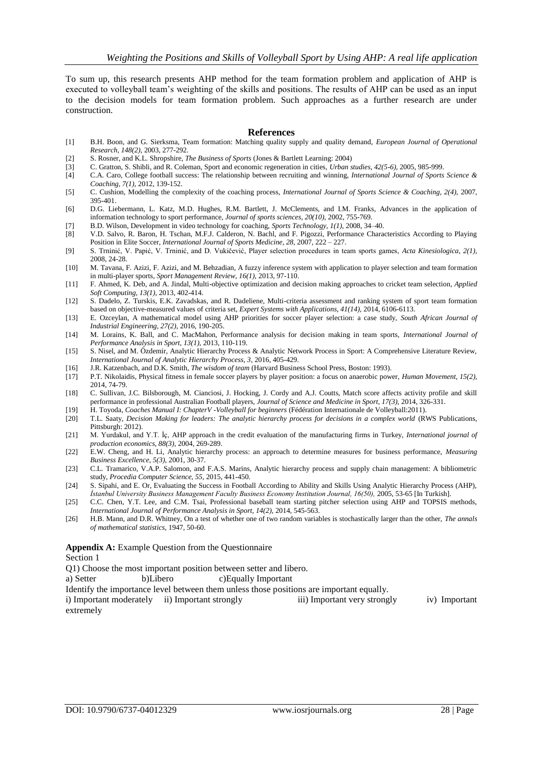To sum up, this research presents AHP method for the team formation problem and application of AHP is executed to volleyball team's weighting of the skills and positions. The results of AHP can be used as an input to the decision models for team formation problem. Such approaches as a further research are under construction.

## References

[1] B.H. Boon, and G. Sierksma, Team formation: Matching quality supply and quality demand, *European Journal of Operational Research, 148(2)*, 2003, 277-292.

[2] S. Rosner, and K.L. Shropshire, *The Business of Sports* (Jones & Bartlett Learning: 2004)

[3] C. Gratton, S. Shibli, and R. Coleman, Sport and economic regeneration in cities, *Urban studies, 42(5-6)*, 2005, 985-999.

[4] C.A. Caro, College football success: The relationship between recruiting and winning, *International Journal of Sports Science & Coaching, 7(1)*, 2012, 139-152.

[5] C. Cushion, Modelling the complexity of the coaching process, *International Journal of Sports Science & Coaching, 2(4)*, 2007, 395-401.

[6] D.G. Liebermann, L. Katz, M.D. Hughes, R.M. Bartlett, J. McClements, and I.M. Franks, Advances in the application of information technology to sport performance, *Journal of sports sciences, 20(10)*, 2002, 755-769.

[7] B.D. Wilson, Development in video technology for coaching, *Sports Technology, 1(1)*, 2008, 34–40.

[8] V.D. Salvo, R. Baron, H. Tschan, M.F.J. Calderon, N. Bachl, and F. Pigozzi, Performance Characteristics According to Playing Position in Elite Soccer, *International Journal of Sports Medicine, 28*, 2007, 222 – 227.

[9] S. Trninić, V. Papić, V. Trninić, and D. Vukičević, Player selection procedures in team sports games, *Acta Kinesiologica, 2(1)*, 2008, 24-28.

[10] M. Tavana, F. Azizi, F. Azizi, and M. Behzadian, A fuzzy inference system with application to player selection and team formation in multi-player sports, *Sport Management Review, 16(1)*, 2013, 97-110.

[11] F. Ahmed, K. Deb, and A. Jindal, Multi-objective optimization and decision making approaches to cricket team selection, *Applied Soft Computing, 13(1)*, 2013, 402-414.

[12] S. Dadelo, Z. Turskis, E.K. Zavadskas, and R. Dadeliene, Multi-criteria assessment and ranking system of sport team formation based on objective-measured values of criteria set, *Expert Systems with Applications, 41(14)*, 2014, 6106-6113.

[13] E. Ozceylan, A mathematical model using AHP priorities for soccer player selection: a case study, *South African Journal of Industrial Engineering, 27(2)*, 2016, 190-205.

[14] M. Lorains, K. Ball, and C. MacMahon, Performance analysis for decision making in team sports, *International Journal of Performance Analysis in Sport, 13(1)*, 2013, 110-119.

[15] S. Nisel, and M. Özdemir, Analytic Hierarchy Process & Analytic Network Process in Sport: A Comprehensive Literature Review, *International Journal of Analytic Hierarchy Process, 3*, 2016, 405-429.

[16] J.R. Katzenbach, and D.K. Smith, *The wisdom of team* (Harvard Business School Press, Boston: 1993).

[17] P.T. Nikolaidis, Physical fitness in female soccer players by player position: a focus on anaerobic power, *Human Movement, 15(2)*, 2014, 74-79.

[18] C. Sullivan, J.C. Bilsborough, M. Cianciosi, J. Hocking, J. Cordy and A.J. Coutts, Match score affects activity profile and skill performance in professional Australian Football players, *Journal of Science and Medicine in Sport, 17(3)*, 2014, 326-331.

[19] H. Toyoda, *Coaches Manual I: ChapterV -Volleyball for beginners* (Fédération Internationale de Volleyball:2011).

[20] T.L. Saaty, *Decision Making for leaders: The analytic hierarchy process for decisions in a complex world* (RWS Publications, Pittsburgh: 2012).

[21] M. Yurdakul, and Y.T. İç, AHP approach in the credit evaluation of the manufacturing firms in Turkey, *International journal of production economics, 88(3)*, 2004, 269-289.

[22] E.W. Cheng, and H. Li, Analytic hierarchy process: an approach to determine measures for business performance, *Measuring Business Excellence, 5(3)*, 2001, 30-37.

[23] C.L. Tramarico, V.A.P. Salomon, and F.A.S. Marins, Analytic hierarchy process and supply chain management: A bibliometric study, *Procedia Computer Science, 55*, 2015, 441-450.

[24] S. Sipahi, and E. Or, Evaluating the Success in Football According to Ability and Skills Using Analytic Hierarchy Process (AHP), *İstanbul University Business Management Faculty Business Economy Institution Journal, 16(50)*, 2005, 53-65 [In Turkish].

[25] C.C. Chen, Y.T. Lee, and C.M. Tsai, Professional baseball team starting pitcher selection using AHP and TOPSIS methods, *International Journal of Performance Analysis in Sport, 14(2)*, 2014, 545-563.

[26] H.B. Mann, and D.R. Whitney, On a test of whether one of two random variables is stochastically larger than the other, *The annals of mathematical statistics*, 1947, 50-60.

**Appendix A:** Example Question from the Questionnaire

Section 1

Q1) Choose the most important position between setter and libero.

a) Setter b)Libero c)Equally Important

Identify the importance level between them unless those positions are important equally.

i) Important moderately ii) Important strongly iii) Important very strongly iv) Important extremely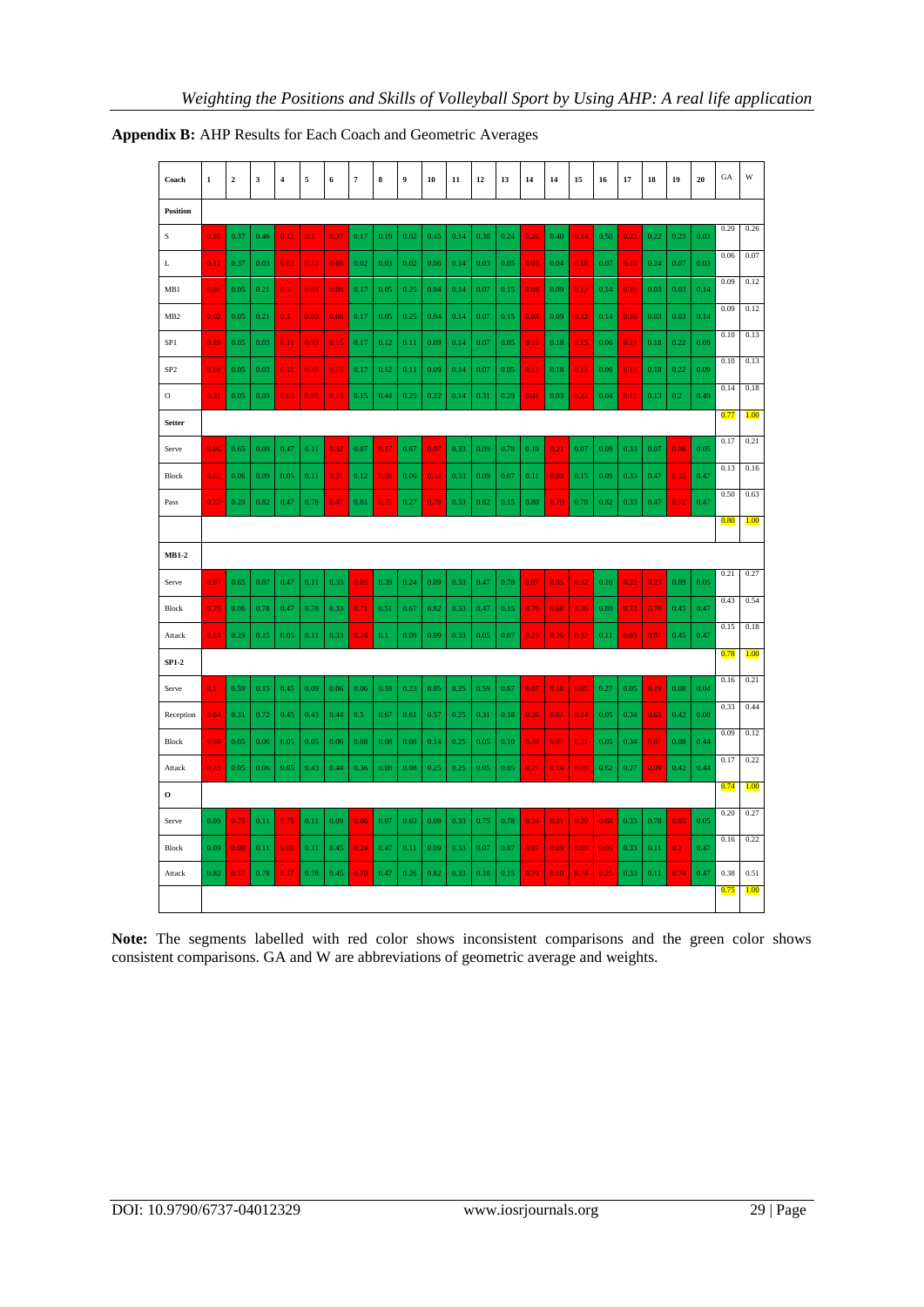**Appendix B:** AHP Results for Each Coach and Geometric Averages

| Coach | 1 | 2 | 3 | 4 | 5 | 6 | 7 | 8 | 9 | 10 | 11 | 12 | 13 | 14 | 14 | 15 | 16 | 17 | 18 | 19 | 20 | GA | W |
|---|---|---|---|---|---|---|---|---|---|---|---|---|---|---|---|---|---|---|---|---|---|---|---|
| **Position** | | | | | | | | | | | | | | | | | | | | | | | |
| S | 0.16 | 0.37 | 0.46 | 0.11 | 0.1 | 0.37 | 0.17 | 0.19 | 0.02 | 0.45 | 0.14 | 0.38 | 0.24 | 0.25 | 0.40 | 0.14 | 0.50 | 0.23 | 0.22 | 0.23 | 0.03 | 0.20 | 0.26 |
| L | 0.11 | 0.37 | 0.03 | 0.02 | 0.12 | 0.08 | 0.02 | 0.03 | 0.02 | 0.06 | 0.14 | 0.03 | 0.05 | 0.03 | 0.04 | 0.10 | 0.07 | 0.13 | 0.24 | 0.07 | 0.03 | 0.06 | 0.07 |
| MB1 | 0.02 | 0.05 | 0.21 | 0.3 | 0.03 | 0.06 | 0.17 | 0.05 | 0.25 | 0.04 | 0.14 | 0.07 | 0.15 | 0.04 | 0.09 | 0.12 | 0.14 | 0.16 | 0.03 | 0.03 | 0.14 | 0.09 | 0.12 |
| MB2 | 0.02 | 0.05 | 0.21 | 0.3 | 0.03 | 0.06 | 0.17 | 0.05 | 0.25 | 0.04 | 0.14 | 0.07 | 0.15 | 0.04 | 0.09 | 0.12 | 0.14 | 0.16 | 0.03 | 0.03 | 0.14 | 0.09 | 0.12 |
| SP1 | 0.18 | 0.05 | 0.03 | 0.11 | 0.33 | 0.15 | 0.17 | 0.12 | 0.11 | 0.09 | 0.14 | 0.07 | 0.05 | 0.11 | 0.18 | 0.15 | 0.06 | 0.11 | 0.18 | 0.22 | 0.09 | 0.10 | 0.13 |
| SP2 | 0.18 | 0.05 | 0.03 | 0.11 | 0.33 | 0.15 | 0.17 | 0.12 | 0.11 | 0.09 | 0.14 | 0.07 | 0.05 | 0.11 | 0.18 | 0.15 | 0.06 | 0.11 | 0.18 | 0.22 | 0.09 | 0.10 | 0.13 |
| O | 0.31 | 0.05 | 0.03 | 0.05 | 0.05 | 0.13 | 0.15 | 0.44 | 0.25 | 0.22 | 0.14 | 0.31 | 0.29 | 0.41 | 0.03 | 0.22 | 0.04 | 0.11 | 0.13 | 0.2 | 0.49 | 0.14 | 0.18 |
| **Setter** | | | | | | | | | | | | | | | | | | | | | | 0.77 | 1.00 |
| Serve | 0.06 | 0.65 | 0.09 | 0.47 | 0.11 | 0.32 | 0.07 | 0.17 | 0.67 | 0.07 | 0.33 | 0.09 | 0.78 | 0.10 | 0.21 | 0.07 | 0.09 | 0.33 | 0.07 | 0.06 | 0.05 | 0.17 | 0.21 |
| Block | 0.22 | 0.06 | 0.09 | 0.05 | 0.11 | 0.21 | 0.12 | 0.08 | 0.06 | 0.14 | 0.33 | 0.09 | 0.07 | 0.11 | 0.09 | 0.15 | 0.09 | 0.33 | 0.47 | 0.22 | 0.47 | 0.13 | 0.16 |
| Pass | 0.72 | 0.29 | 0.82 | 0.47 | 0.78 | 0.47 | 0.81 | 0.75 | 0.27 | 0.79 | 0.33 | 0.82 | 0.15 | 0.80 | 0.70 | 0.78 | 0.82 | 0.33 | 0.47 | 0.72 | 0.47 | 0.50 | 0.63 |
| | | | | | | | | | | | | | | | | | | | | | | 0.80 | 1.00 |
| **MB1-2** | | | | | | | | | | | | | | | | | | | | | | | |
| Serve | 0.07 | 0.65 | 0.07 | 0.47 | 0.11 | 0.33 | 0.05 | 0.39 | 0.24 | 0.09 | 0.33 | 0.47 | 0.78 | 0.07 | 0.05 | 0.32 | 0.10 | 0.22 | 0.23 | 0.09 | 0.05 | 0.21 | 0.27 |
| Block | 0.79 | 0.06 | 0.78 | 0.47 | 0.78 | 0.33 | 0.71 | 0.51 | 0.67 | 0.82 | 0.33 | 0.47 | 0.15 | 0.70 | 0.68 | 0.36 | 0.80 | 0.73 | 0.70 | 0.45 | 0.47 | 0.43 | 0.54 |
| Attack | 0.14 | 0.29 | 0.15 | 0.05 | 0.11 | 0.33 | 0.24 | 0.1 | 0.09 | 0.09 | 0.33 | 0.05 | 0.07 | 0.23 | 0.26 | 0.32 | 0.11 | 0.05 | 0.07 | 0.45 | 0.47 | 0.15 | 0.18 |
| **SP1-2** | | | | | | | | | | | | | | | | | | | | | | 0.78 | 1.00 |
| Serve | 0.1 | 0.59 | 0.15 | 0.45 | 0.09 | 0.06 | 0.06 | 0.18 | 0.23 | 0.05 | 0.25 | 0.59 | 0.67 | 0.07 | 0.18 | 0.05 | 0.27 | 0.05 | 0.19 | 0.08 | 0.04 | 0.16 | 0.21 |
| Reception | 0.64 | 0.31 | 0.72 | 0.45 | 0.43 | 0.44 | 0.5 | 0.67 | 0.61 | 0.57 | 0.25 | 0.31 | 0.18 | 0.36 | 0.61 | 0.14 | 0.05 | 0.34 | 0.65 | 0.42 | 0.08 | 0.33 | 0.44 |
| Block | 0.04 | 0.05 | 0.06 | 0.05 | 0.05 | 0.06 | 0.08 | 0.08 | 0.08 | 0.14 | 0.25 | 0.05 | 0.10 | 0.30 | 0.07 | 0.21 | 0.05 | 0.34 | 0.07 | 0.08 | 0.44 | 0.09 | 0.12 |
| Attack | 0.23 | 0.05 | 0.06 | 0.05 | 0.43 | 0.44 | 0.36 | 0.08 | 0.08 | 0.25 | 0.25 | 0.05 | 0.05 | 0.27 | 0.14 | 0.59 | 0.62 | 0.27 | 0.09 | 0.42 | 0.44 | 0.17 | 0.22 |
| **O** | | | | | | | | | | | | | | | | | | | | | | 0.74 | 1.00 |
| Serve | 0.09 | 0.75 | 0.11 | 0.75 | 0.11 | 0.09 | 0.06 | 0.07 | 0.63 | 0.09 | 0.33 | 0.75 | 0.78 | 0.14 | 0.21 | 0.20 | 0.68 | 0.33 | 0.78 | 0.05 | 0.05 | 0.20 | 0.27 |
| Block | 0.09 | 0.08 | 0.11 | 0.08 | 0.11 | 0.45 | 0.24 | 0.47 | 0.11 | 0.09 | 0.33 | 0.07 | 0.07 | 0.07 | 0.69 | 0.05 | 0.06 | 0.33 | 0.11 | 0.2 | 0.47 | 0.16 | 0.22 |
| Attack | 0.82 | 0.17 | 0.78 | 0.17 | 0.78 | 0.45 | 0.70 | 0.47 | 0.26 | 0.82 | 0.33 | 0.18 | 0.15 | 0.79 | 0.10 | 0.74 | 0.25 | 0.33 | 0.11 | 0.74 | 0.47 | 0.38 | 0.51 |
| | | | | | | | | | | | | | | | | | | | | | | 0.75 | 1.00 |

**Note:** The segments labelled with red color shows inconsistent comparisons and the green color shows consistent comparisons. GA and W are abbreviations of geometric average and weights.